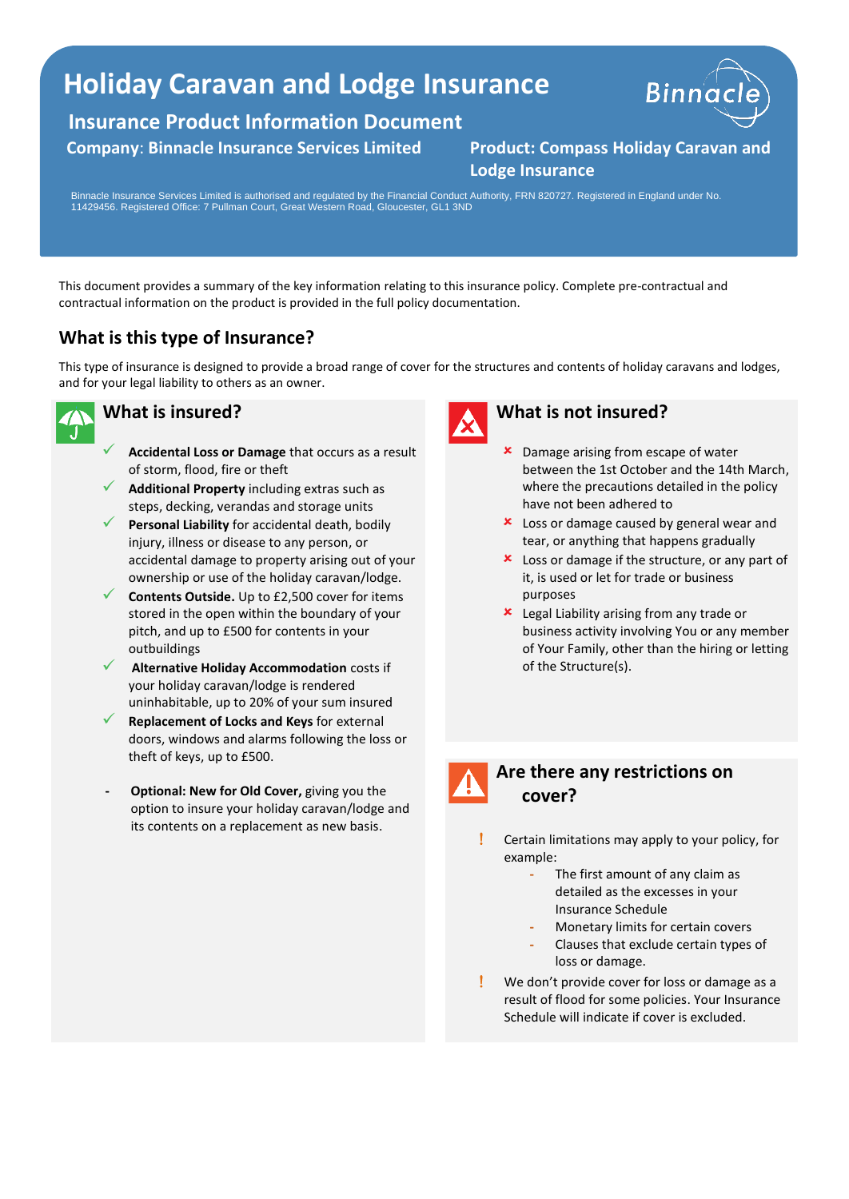# Holiday Caravan and Lodge Insurance

## Insurance Product Information Document

**Company: Binnacle Insurance Services Limited**

**Product: Compass Holiday Caravan and Lodge Insurance**

Binnacle Insurance Services Limited is authorised and regulated by the Financial Conduct Authority, FRN 820727. Registered in England under No. 11429456. Registered Office: 7 Pullman Court, Great Western Road, Gloucester, GL1 3ND

This document provides a summary of the key information relating to this insurance policy. Complete pre-contractual and contractual information on the product is provided in the full policy documentation.

## What is this type of Insurance?

This type of insurance is designed to provide a broad range of cover for the structures and contents of holiday caravans and lodges, and for your legal liability to others as an owner.

## What is insured?

- ✓ **Accidental Loss or Damage** that occurs as a result of storm, flood, fire or theft
- ✓ **Additional Property** including extras such as steps, decking, verandas and storage units
- ✓ **Personal Liability** for accidental death, bodily injury, illness or disease to any person, or accidental damage to property arising out of your ownership or use of the holiday caravan/lodge.
- ✓ **Contents Outside.** Up to £2,500 cover for items stored in the open within the boundary of your pitch, and up to £500 for contents in your outbuildings
- ✓ **Alternative Holiday Accommodation** costs if your holiday caravan/lodge is rendered uninhabitable, up to 20% of your sum insured
- ✓ **Replacement of Locks and Keys** for external doors, windows and alarms following the loss or theft of keys, up to £500.

- **Optional: New for Old Cover,** giving you the option to insure your holiday caravan/lodge and its contents on a replacement as new basis.

## What is not insured?

- ✗ Damage arising from escape of water between the 1st October and the 14th March, where the precautions detailed in the policy have not been adhered to
- ✗ Loss or damage caused by general wear and tear, or anything that happens gradually
- ✗ Loss or damage if the structure, or any part of it, is used or let for trade or business purposes
- ✗ Legal Liability arising from any trade or business activity involving You or any member of Your Family, other than the hiring or letting of the Structure(s).

## Are there any restrictions on cover?

- ! Certain limitations may apply to your policy, for example:
  - The first amount of any claim as detailed as the excesses in your Insurance Schedule
  - Monetary limits for certain covers
  - Clauses that exclude certain types of loss or damage.
- ! We don't provide cover for loss or damage as a result of flood for some policies. Your Insurance Schedule will indicate if cover is excluded.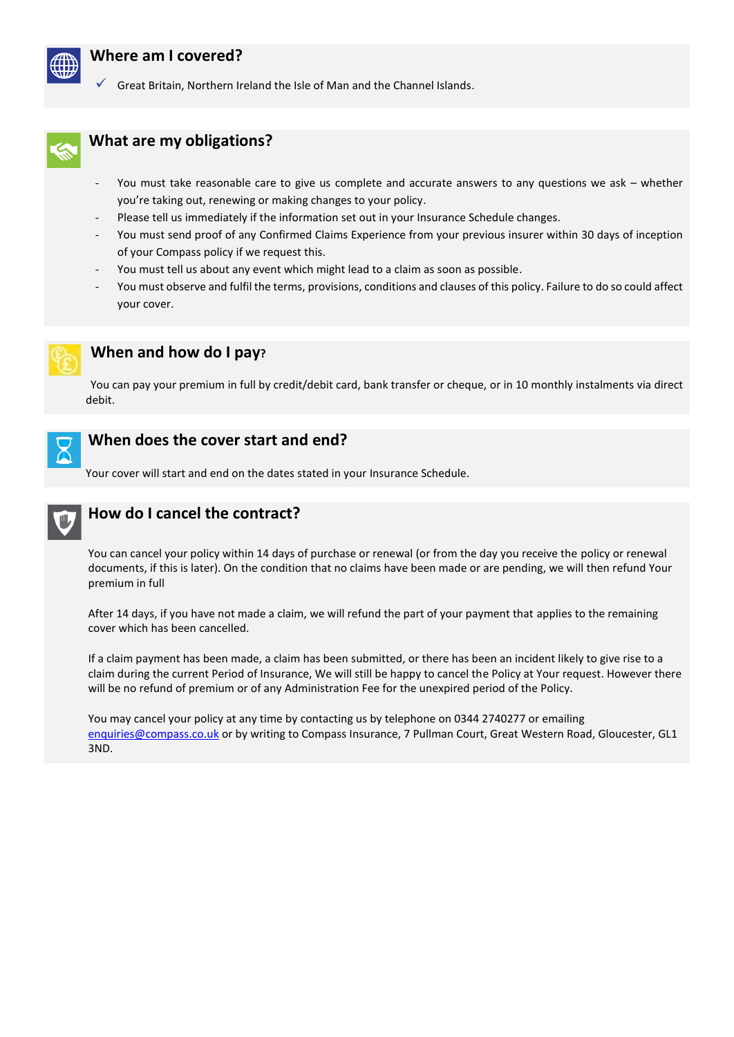## Where am I covered?

- ✓ Great Britain, Northern Ireland the Isle of Man and the Channel Islands.

## What are my obligations?

- You must take reasonable care to give us complete and accurate answers to any questions we ask – whether you're taking out, renewing or making changes to your policy.
- Please tell us immediately if the information set out in your Insurance Schedule changes.
- You must send proof of any Confirmed Claims Experience from your previous insurer within 30 days of inception of your Compass policy if we request this.
- You must tell us about any event which might lead to a claim as soon as possible.
- You must observe and fulfil the terms, provisions, conditions and clauses of this policy. Failure to do so could affect your cover.

## When and how do I pay?

You can pay your premium in full by credit/debit card, bank transfer or cheque, or in 10 monthly instalments via direct debit.

## When does the cover start and end?

Your cover will start and end on the dates stated in your Insurance Schedule.

## How do I cancel the contract?

You can cancel your policy within 14 days of purchase or renewal (or from the day you receive the policy or renewal documents, if this is later). On the condition that no claims have been made or are pending, we will then refund Your premium in full

After 14 days, if you have not made a claim, we will refund the part of your payment that applies to the remaining cover which has been cancelled.

If a claim payment has been made, a claim has been submitted, or there has been an incident likely to give rise to a claim during the current Period of Insurance, We will still be happy to cancel the Policy at Your request. However there will be no refund of premium or of any Administration Fee for the unexpired period of the Policy.

You may cancel your policy at any time by contacting us by telephone on 0344 2740277 or emailing enquiries@compass.co.uk or by writing to Compass Insurance, 7 Pullman Court, Great Western Road, Gloucester, GL1 3ND.